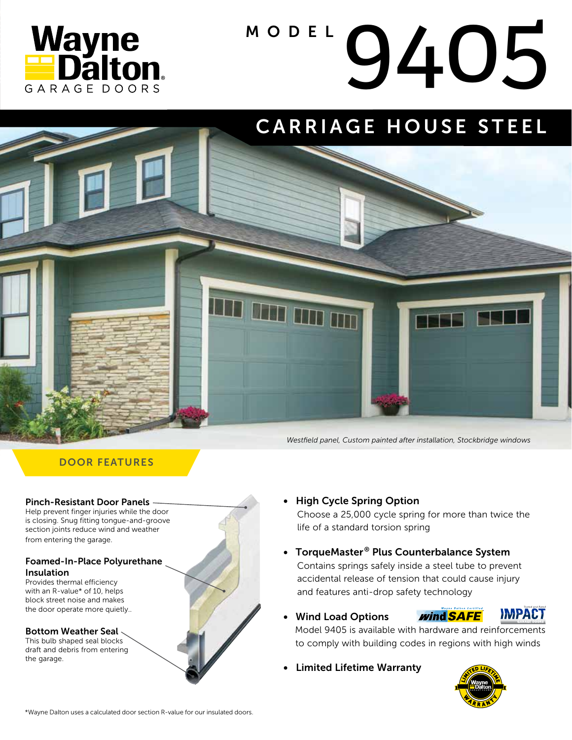Wayne Dalton GARAGE DOORS

# MODEL 9405

## CARRIAGE HOUSE STEEL

*Westfield panel, Custom painted after installation, Stockbridge windows*

## DOOR FEATURES

**Pinch-Resistant Door Panels**
Help prevent finger injuries while the door is closing. Snug fitting tongue-and-groove section joints reduce wind and weather from entering the garage.

**Foamed-In-Place Polyurethane Insulation**
Provides thermal efficiency with an R-value* of 10, helps block street noise and makes the door operate more quietly..

**Bottom Weather Seal**
This bulb shaped seal blocks draft and debris from entering the garage.

- **High Cycle Spring Option**
  Choose a 25,000 cycle spring for more than twice the life of a standard torsion spring
- **TorqueMaster® Plus Counterbalance System**
  Contains springs safely inside a steel tube to prevent accidental release of tension that could cause injury and features anti-drop safety technology
- **Wind Load Options**
  Model 9405 is available with hardware and reinforcements to comply with building codes in regions with high winds
- **Limited Lifetime Warranty**

*Wayne Dalton uses a calculated door section R-value for our insulated doors.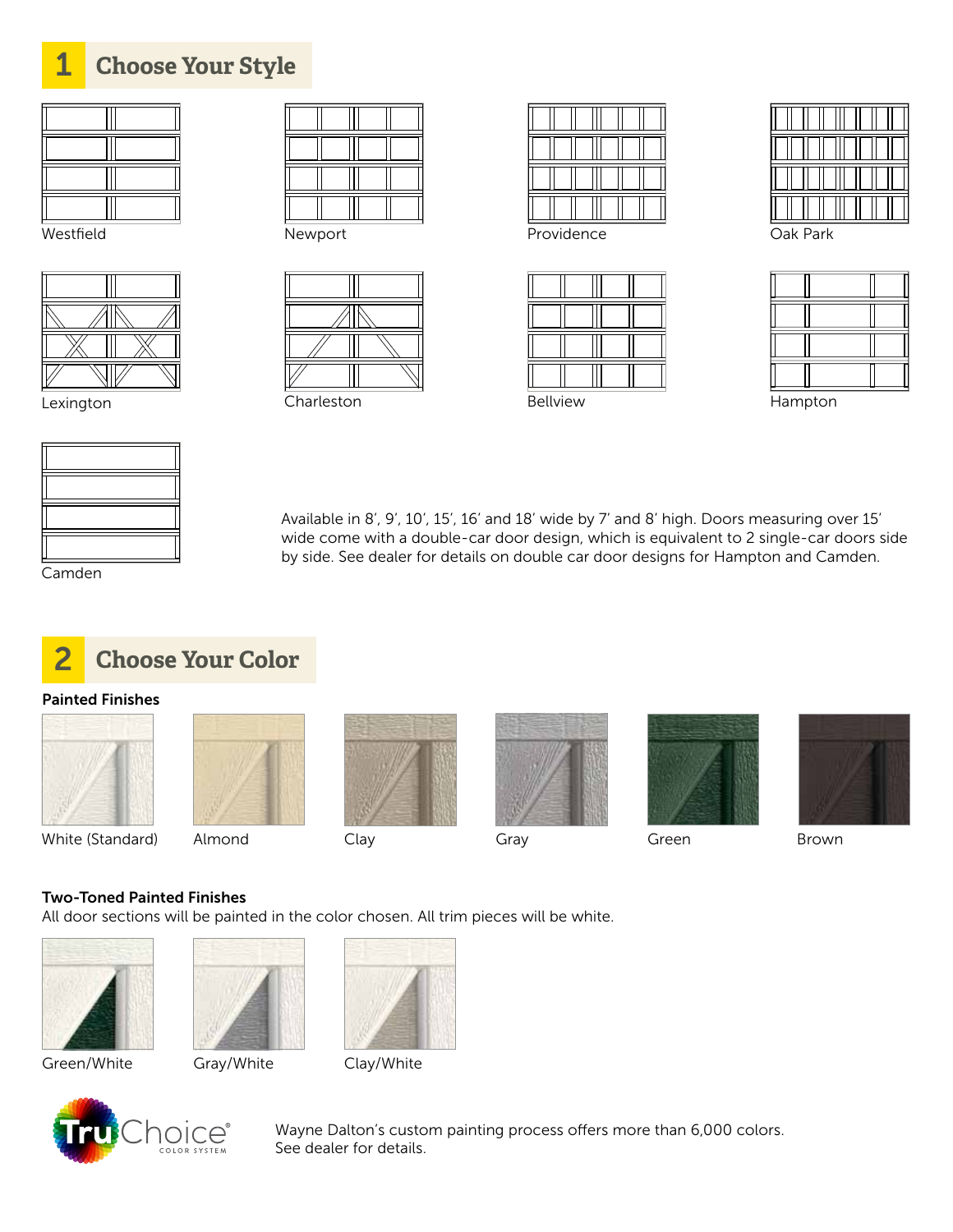## 1 Choose Your Style

Westfield

Newport

Providence

Oak Park

Lexington

Charleston

Bellview

Hampton

Camden

Available in 8', 9', 10', 15', 16' and 18' wide by 7' and 8' high. Doors measuring over 15' wide come with a double-car door design, which is equivalent to 2 single-car doors side by side. See dealer for details on double car door designs for Hampton and Camden.

## 2 Choose Your Color

**Painted Finishes**

White (Standard)

Almond

Clay

Gray

Green

Brown

**Two-Toned Painted Finishes**

All door sections will be painted in the color chosen. All trim pieces will be white.

Green/White

Gray/White

Clay/White

TruChoice® COLOR SYSTEM

Wayne Dalton's custom painting process offers more than 6,000 colors.
See dealer for details.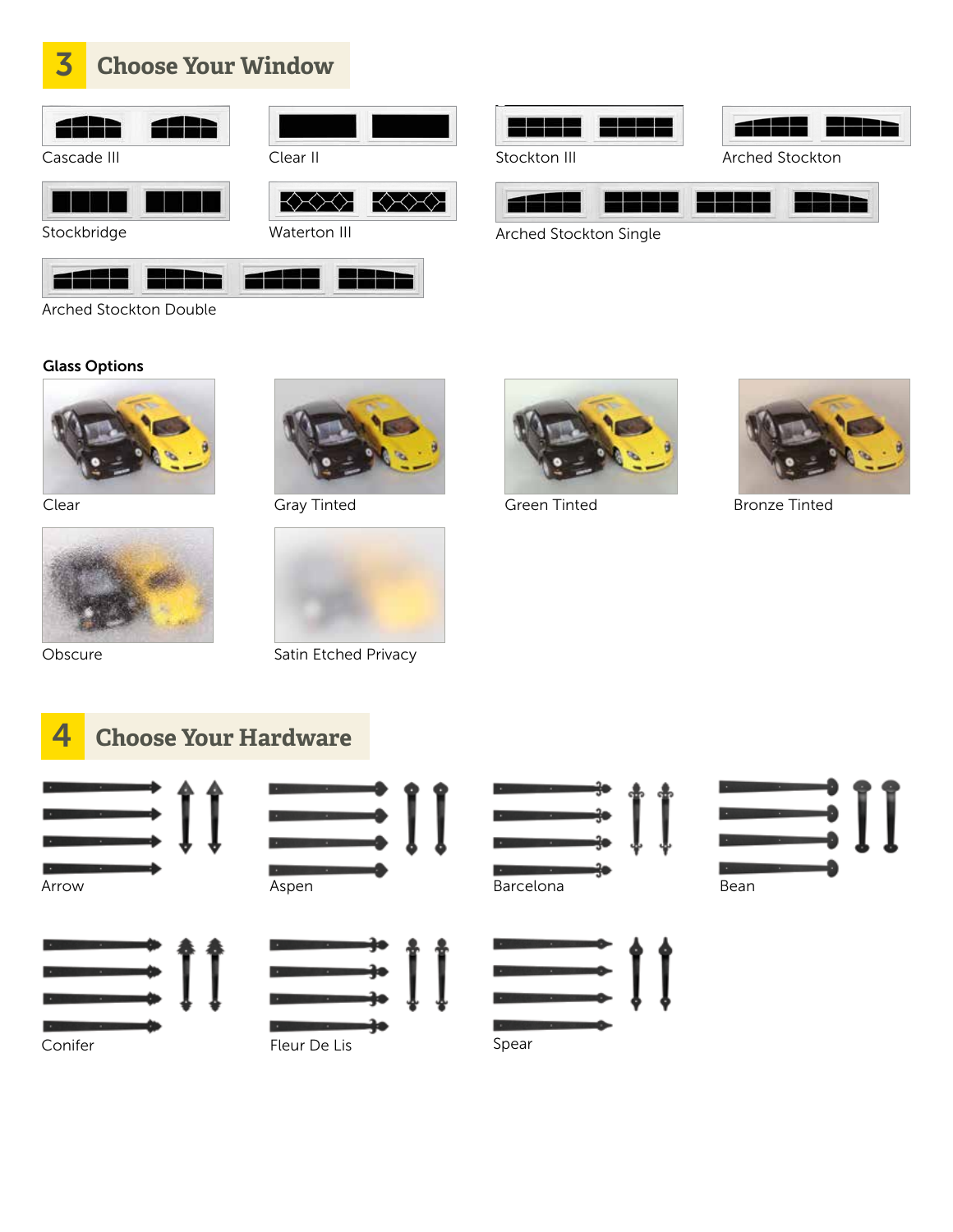## 3 Choose Your Window

Cascade III

Clear II

Stockton III

Arched Stockton

Stockbridge

Waterton III

Arched Stockton Single

Arched Stockton Double

**Glass Options**

Clear

Gray Tinted

Green Tinted

Bronze Tinted

Obscure

Satin Etched Privacy

## 4 Choose Your Hardware

Arrow

Aspen

Barcelona

Bean

Conifer

Fleur De Lis

Spear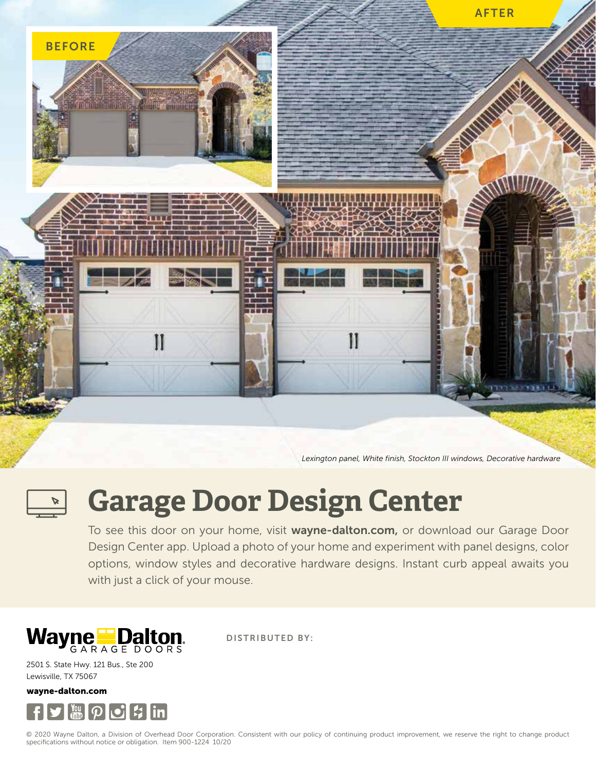BEFORE

AFTER

*Lexington panel, White finish, Stockton III windows, Decorative hardware*

# Garage Door Design Center

To see this door on your home, visit **wayne-dalton.com,** or download our Garage Door Design Center app. Upload a photo of your home and experiment with panel designs, color options, window styles and decorative hardware designs. Instant curb appeal awaits you with just a click of your mouse.

**Wayne Dalton** GARAGE DOORS

2501 S. State Hwy. 121 Bus., Ste 200
Lewisville, TX 75067

**wayne-dalton.com**

DISTRIBUTED BY:

© 2020 Wayne Dalton, a Division of Overhead Door Corporation. Consistent with our policy of continuing product improvement, we reserve the right to change product specifications without notice or obligation. Item 900-1224 10/20